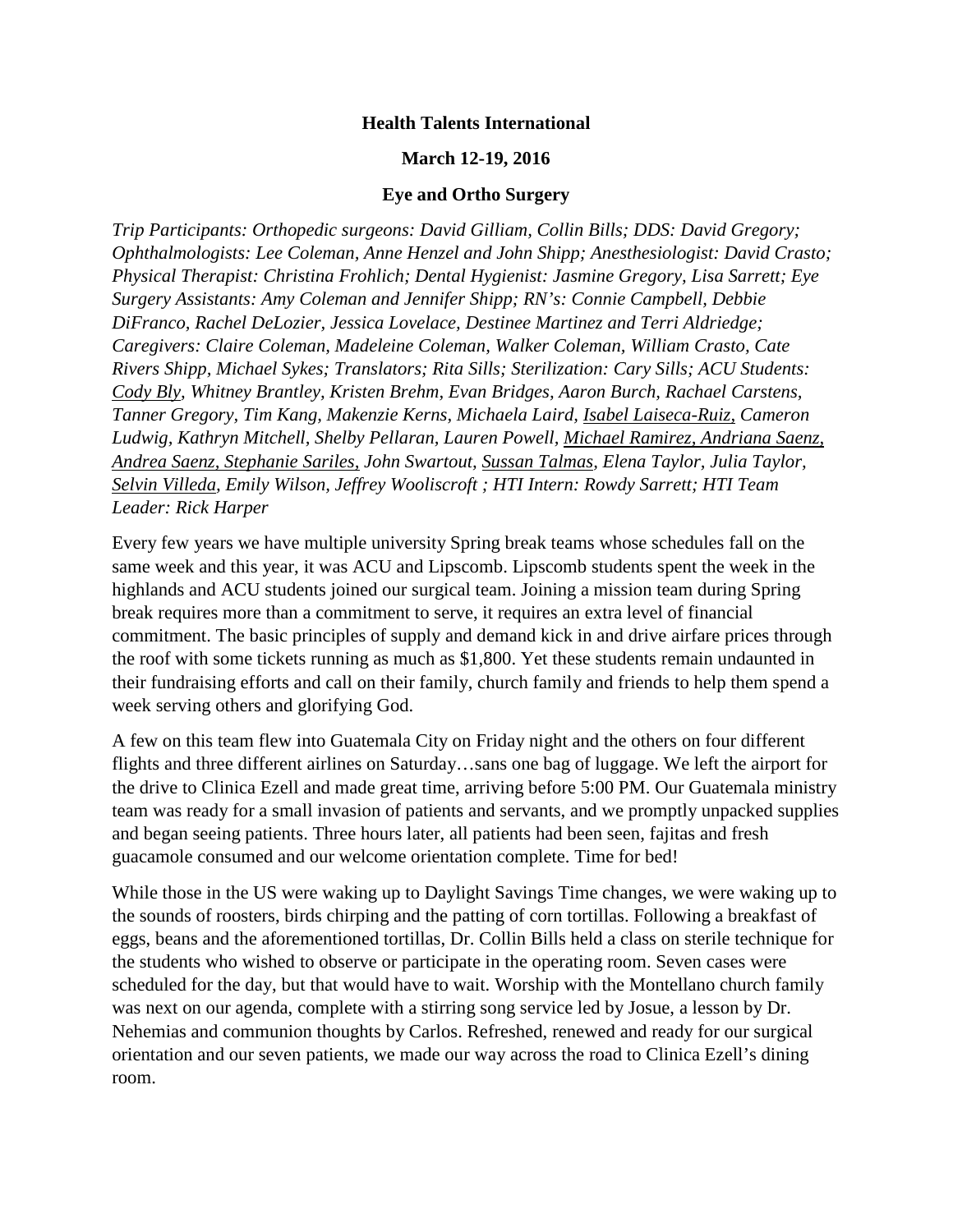**Health Talents International**

**March 12-19, 2016**

**Eye and Ortho Surgery**

*Trip Participants: Orthopedic surgeons: David Gilliam, Collin Bills; DDS: David Gregory; Ophthalmologists: Lee Coleman, Anne Henzel and John Shipp; Anesthesiologist: David Crasto; Physical Therapist: Christina Frohlich; Dental Hygienist: Jasmine Gregory, Lisa Sarrett; Eye Surgery Assistants: Amy Coleman and Jennifer Shipp; RN's: Connie Campbell, Debbie DiFranco, Rachel DeLozier, Jessica Lovelace, Destinee Martinez and Terri Aldriedge; Caregivers: Claire Coleman, Madeleine Coleman, Walker Coleman, William Crasto, Cate Rivers Shipp, Michael Sykes; Translators; Rita Sills; Sterilization: Cary Sills; ACU Students: Cody Bly, Whitney Brantley, Kristen Brehm, Evan Bridges, Aaron Burch, Rachael Carstens, Tanner Gregory, Tim Kang, Makenzie Kerns, Michaela Laird, Isabel Laiseca-Ruiz, Cameron Ludwig, Kathryn Mitchell, Shelby Pellaran, Lauren Powell, Michael Ramirez, Andriana Saenz, Andrea Saenz, Stephanie Sariles, John Swartout, Sussan Talmas, Elena Taylor, Julia Taylor, Selvin Villeda, Emily Wilson, Jeffrey Wooliscroft ; HTI Intern: Rowdy Sarrett; HTI Team Leader: Rick Harper*

Every few years we have multiple university Spring break teams whose schedules fall on the same week and this year, it was ACU and Lipscomb. Lipscomb students spent the week in the highlands and ACU students joined our surgical team. Joining a mission team during Spring break requires more than a commitment to serve, it requires an extra level of financial commitment. The basic principles of supply and demand kick in and drive airfare prices through the roof with some tickets running as much as $1,800. Yet these students remain undaunted in their fundraising efforts and call on their family, church family and friends to help them spend a week serving others and glorifying God.

A few on this team flew into Guatemala City on Friday night and the others on four different flights and three different airlines on Saturday…sans one bag of luggage. We left the airport for the drive to Clinica Ezell and made great time, arriving before 5:00 PM. Our Guatemala ministry team was ready for a small invasion of patients and servants, and we promptly unpacked supplies and began seeing patients. Three hours later, all patients had been seen, fajitas and fresh guacamole consumed and our welcome orientation complete. Time for bed!

While those in the US were waking up to Daylight Savings Time changes, we were waking up to the sounds of roosters, birds chirping and the patting of corn tortillas. Following a breakfast of eggs, beans and the aforementioned tortillas, Dr. Collin Bills held a class on sterile technique for the students who wished to observe or participate in the operating room. Seven cases were scheduled for the day, but that would have to wait. Worship with the Montellano church family was next on our agenda, complete with a stirring song service led by Josue, a lesson by Dr. Nehemias and communion thoughts by Carlos. Refreshed, renewed and ready for our surgical orientation and our seven patients, we made our way across the road to Clinica Ezell's dining room.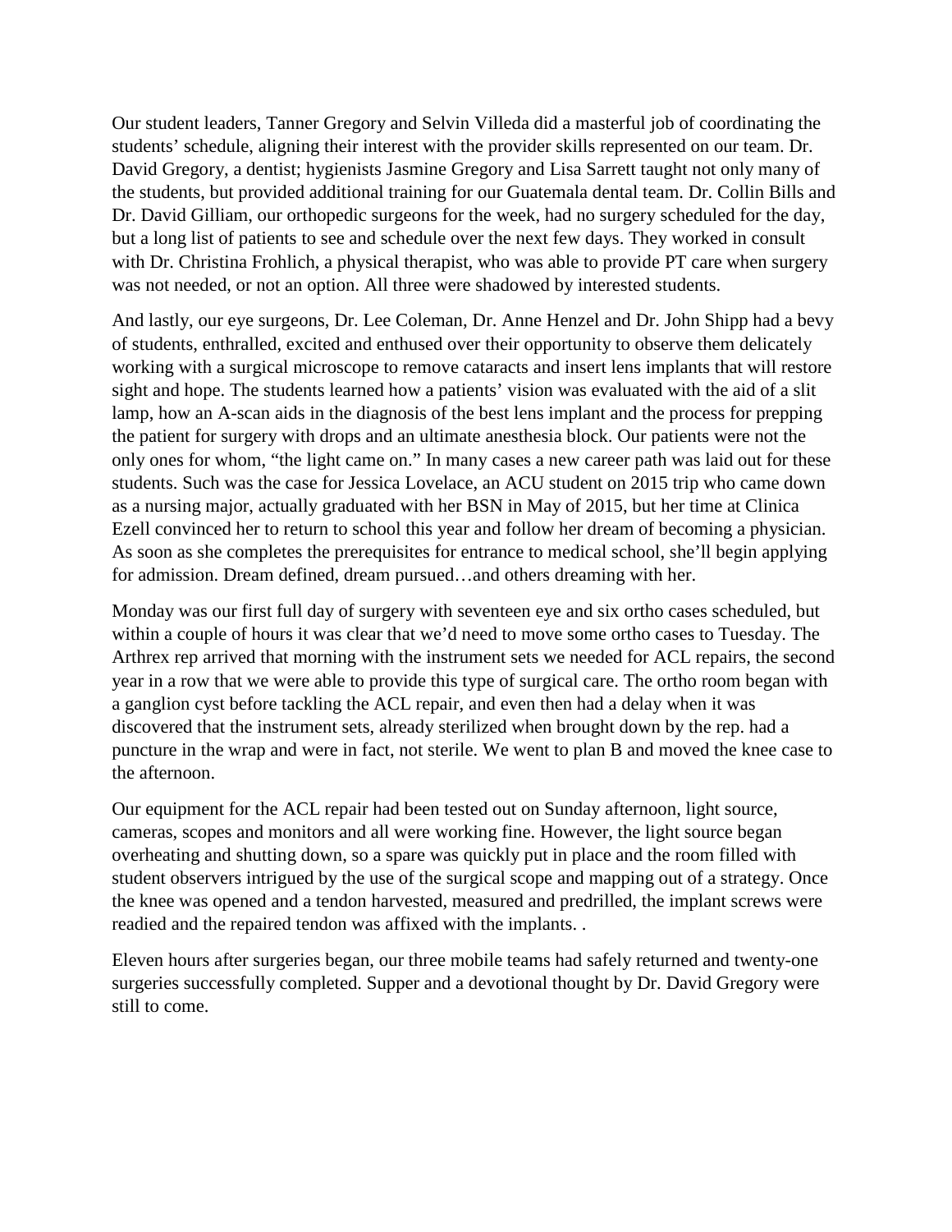Our student leaders, Tanner Gregory and Selvin Villeda did a masterful job of coordinating the students' schedule, aligning their interest with the provider skills represented on our team. Dr. David Gregory, a dentist; hygienists Jasmine Gregory and Lisa Sarrett taught not only many of the students, but provided additional training for our Guatemala dental team. Dr. Collin Bills and Dr. David Gilliam, our orthopedic surgeons for the week, had no surgery scheduled for the day, but a long list of patients to see and schedule over the next few days. They worked in consult with Dr. Christina Frohlich, a physical therapist, who was able to provide PT care when surgery was not needed, or not an option. All three were shadowed by interested students.

And lastly, our eye surgeons, Dr. Lee Coleman, Dr. Anne Henzel and Dr. John Shipp had a bevy of students, enthralled, excited and enthused over their opportunity to observe them delicately working with a surgical microscope to remove cataracts and insert lens implants that will restore sight and hope. The students learned how a patients' vision was evaluated with the aid of a slit lamp, how an A-scan aids in the diagnosis of the best lens implant and the process for prepping the patient for surgery with drops and an ultimate anesthesia block. Our patients were not the only ones for whom, "the light came on." In many cases a new career path was laid out for these students. Such was the case for Jessica Lovelace, an ACU student on 2015 trip who came down as a nursing major, actually graduated with her BSN in May of 2015, but her time at Clinica Ezell convinced her to return to school this year and follow her dream of becoming a physician. As soon as she completes the prerequisites for entrance to medical school, she'll begin applying for admission. Dream defined, dream pursued…and others dreaming with her.

Monday was our first full day of surgery with seventeen eye and six ortho cases scheduled, but within a couple of hours it was clear that we'd need to move some ortho cases to Tuesday. The Arthrex rep arrived that morning with the instrument sets we needed for ACL repairs, the second year in a row that we were able to provide this type of surgical care. The ortho room began with a ganglion cyst before tackling the ACL repair, and even then had a delay when it was discovered that the instrument sets, already sterilized when brought down by the rep. had a puncture in the wrap and were in fact, not sterile. We went to plan B and moved the knee case to the afternoon.

Our equipment for the ACL repair had been tested out on Sunday afternoon, light source, cameras, scopes and monitors and all were working fine. However, the light source began overheating and shutting down, so a spare was quickly put in place and the room filled with student observers intrigued by the use of the surgical scope and mapping out of a strategy. Once the knee was opened and a tendon harvested, measured and predrilled, the implant screws were readied and the repaired tendon was affixed with the implants. .

Eleven hours after surgeries began, our three mobile teams had safely returned and twenty-one surgeries successfully completed. Supper and a devotional thought by Dr. David Gregory were still to come.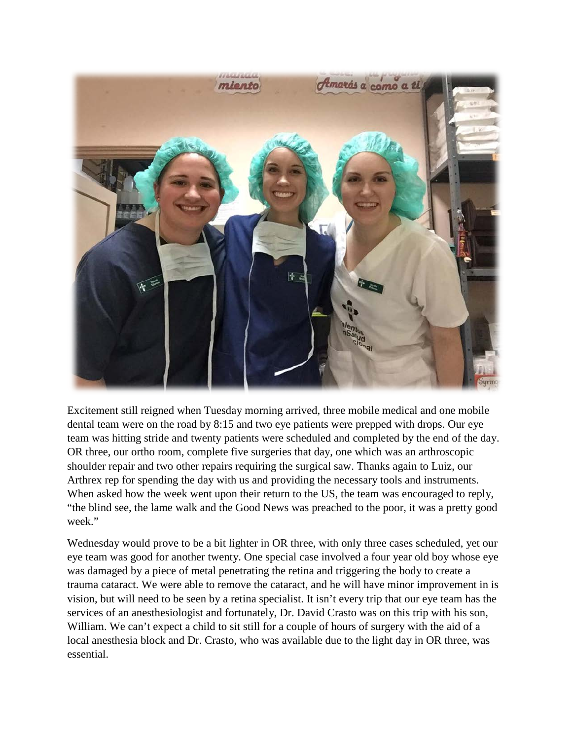Excitement still reigned when Tuesday morning arrived, three mobile medical and one mobile dental team were on the road by 8:15 and two eye patients were prepped with drops. Our eye team was hitting stride and twenty patients were scheduled and completed by the end of the day. OR three, our ortho room, complete five surgeries that day, one which was an arthroscopic shoulder repair and two other repairs requiring the surgical saw. Thanks again to Luiz, our Arthrex rep for spending the day with us and providing the necessary tools and instruments. When asked how the week went upon their return to the US, the team was encouraged to reply, "the blind see, the lame walk and the Good News was preached to the poor, it was a pretty good week."

Wednesday would prove to be a bit lighter in OR three, with only three cases scheduled, yet our eye team was good for another twenty. One special case involved a four year old boy whose eye was damaged by a piece of metal penetrating the retina and triggering the body to create a trauma cataract. We were able to remove the cataract, and he will have minor improvement in is vision, but will need to be seen by a retina specialist. It isn't every trip that our eye team has the services of an anesthesiologist and fortunately, Dr. David Crasto was on this trip with his son, William. We can't expect a child to sit still for a couple of hours of surgery with the aid of a local anesthesia block and Dr. Crasto, who was available due to the light day in OR three, was essential.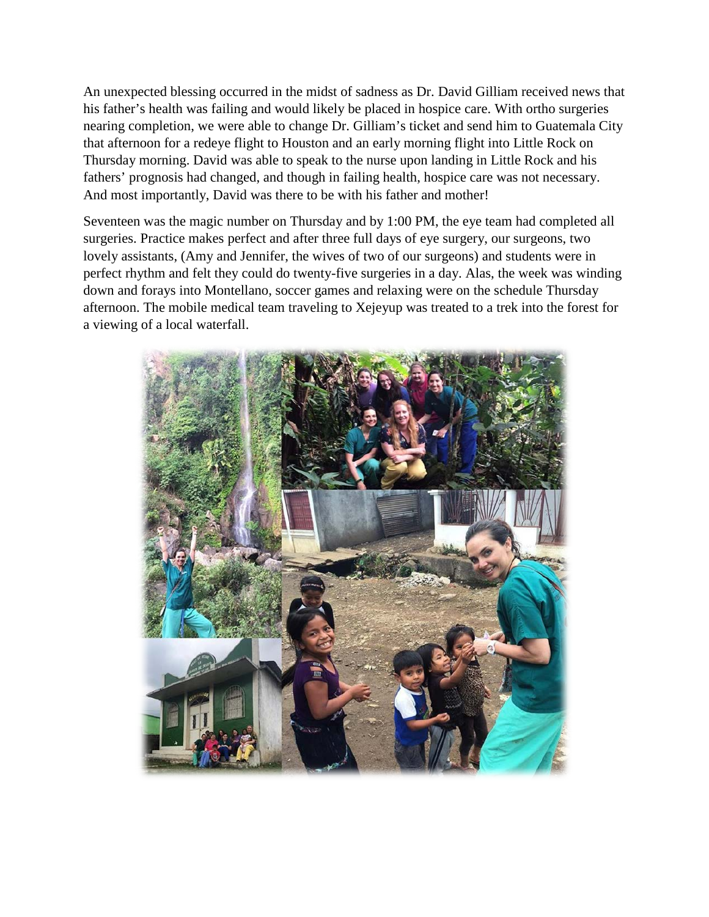An unexpected blessing occurred in the midst of sadness as Dr. David Gilliam received news that his father's health was failing and would likely be placed in hospice care. With ortho surgeries nearing completion, we were able to change Dr. Gilliam's ticket and send him to Guatemala City that afternoon for a redeye flight to Houston and an early morning flight into Little Rock on Thursday morning. David was able to speak to the nurse upon landing in Little Rock and his fathers' prognosis had changed, and though in failing health, hospice care was not necessary. And most importantly, David was there to be with his father and mother!

Seventeen was the magic number on Thursday and by 1:00 PM, the eye team had completed all surgeries. Practice makes perfect and after three full days of eye surgery, our surgeons, two lovely assistants, (Amy and Jennifer, the wives of two of our surgeons) and students were in perfect rhythm and felt they could do twenty-five surgeries in a day. Alas, the week was winding down and forays into Montellano, soccer games and relaxing were on the schedule Thursday afternoon. The mobile medical team traveling to Xejeyup was treated to a trek into the forest for a viewing of a local waterfall.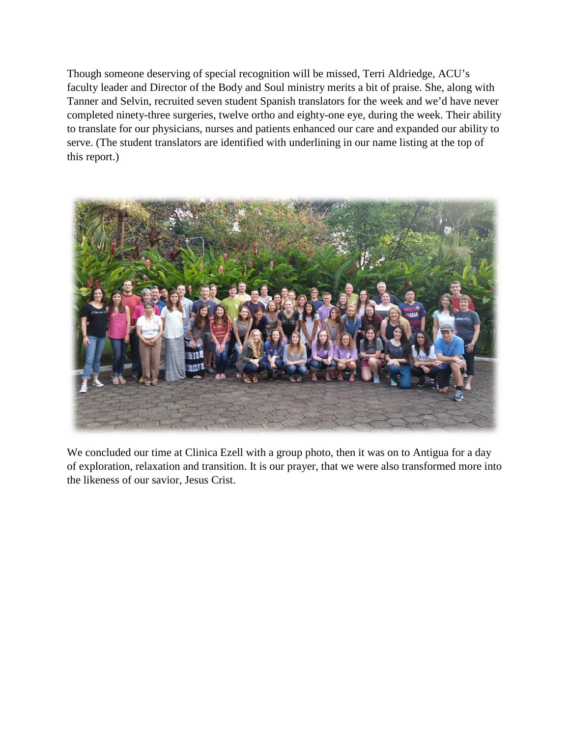Though someone deserving of special recognition will be missed, Terri Aldriedge, ACU's faculty leader and Director of the Body and Soul ministry merits a bit of praise. She, along with Tanner and Selvin, recruited seven student Spanish translators for the week and we'd have never completed ninety-three surgeries, twelve ortho and eighty-one eye, during the week. Their ability to translate for our physicians, nurses and patients enhanced our care and expanded our ability to serve. (The student translators are identified with underlining in our name listing at the top of this report.)

We concluded our time at Clinica Ezell with a group photo, then it was on to Antigua for a day of exploration, relaxation and transition. It is our prayer, that we were also transformed more into the likeness of our savior, Jesus Crist.